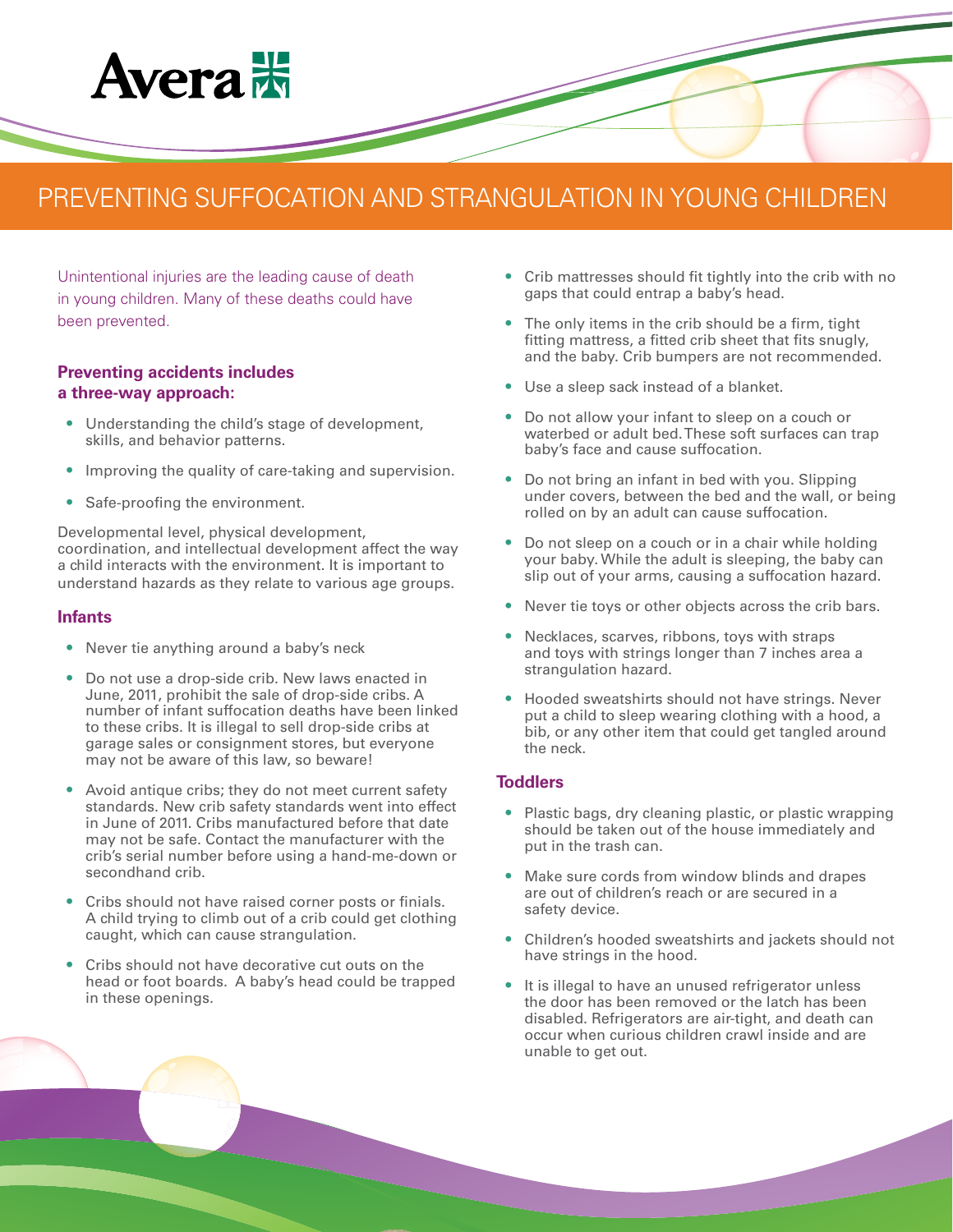Avera

# PREVENTING SUFFOCATION AND STRANGULATION IN YOUNG CHILDREN

Unintentional injuries are the leading cause of death in young children. Many of these deaths could have been prevented.

**Preventing accidents includes a three-way approach:**

- Understanding the child's stage of development, skills, and behavior patterns.
- Improving the quality of care-taking and supervision.
- Safe-proofing the environment.

Developmental level, physical development, coordination, and intellectual development affect the way a child interacts with the environment. It is important to understand hazards as they relate to various age groups.

## Infants

- Never tie anything around a baby's neck
- Do not use a drop-side crib. New laws enacted in June, 2011, prohibit the sale of drop-side cribs. A number of infant suffocation deaths have been linked to these cribs. It is illegal to sell drop-side cribs at garage sales or consignment stores, but everyone may not be aware of this law, so beware!
- Avoid antique cribs; they do not meet current safety standards. New crib safety standards went into effect in June of 2011. Cribs manufactured before that date may not be safe. Contact the manufacturer with the crib's serial number before using a hand-me-down or secondhand crib.
- Cribs should not have raised corner posts or finials. A child trying to climb out of a crib could get clothing caught, which can cause strangulation.
- Cribs should not have decorative cut outs on the head or foot boards. A baby's head could be trapped in these openings.
- Crib mattresses should fit tightly into the crib with no gaps that could entrap a baby's head.
- The only items in the crib should be a firm, tight fitting mattress, a fitted crib sheet that fits snugly, and the baby. Crib bumpers are not recommended.
- Use a sleep sack instead of a blanket.
- Do not allow your infant to sleep on a couch or waterbed or adult bed. These soft surfaces can trap baby's face and cause suffocation.
- Do not bring an infant in bed with you. Slipping under covers, between the bed and the wall, or being rolled on by an adult can cause suffocation.
- Do not sleep on a couch or in a chair while holding your baby. While the adult is sleeping, the baby can slip out of your arms, causing a suffocation hazard.
- Never tie toys or other objects across the crib bars.
- Necklaces, scarves, ribbons, toys with straps and toys with strings longer than 7 inches area a strangulation hazard.
- Hooded sweatshirts should not have strings. Never put a child to sleep wearing clothing with a hood, a bib, or any other item that could get tangled around the neck.

## Toddlers

- Plastic bags, dry cleaning plastic, or plastic wrapping should be taken out of the house immediately and put in the trash can.
- Make sure cords from window blinds and drapes are out of children's reach or are secured in a safety device.
- Children's hooded sweatshirts and jackets should not have strings in the hood.
- It is illegal to have an unused refrigerator unless the door has been removed or the latch has been disabled. Refrigerators are air-tight, and death can occur when curious children crawl inside and are unable to get out.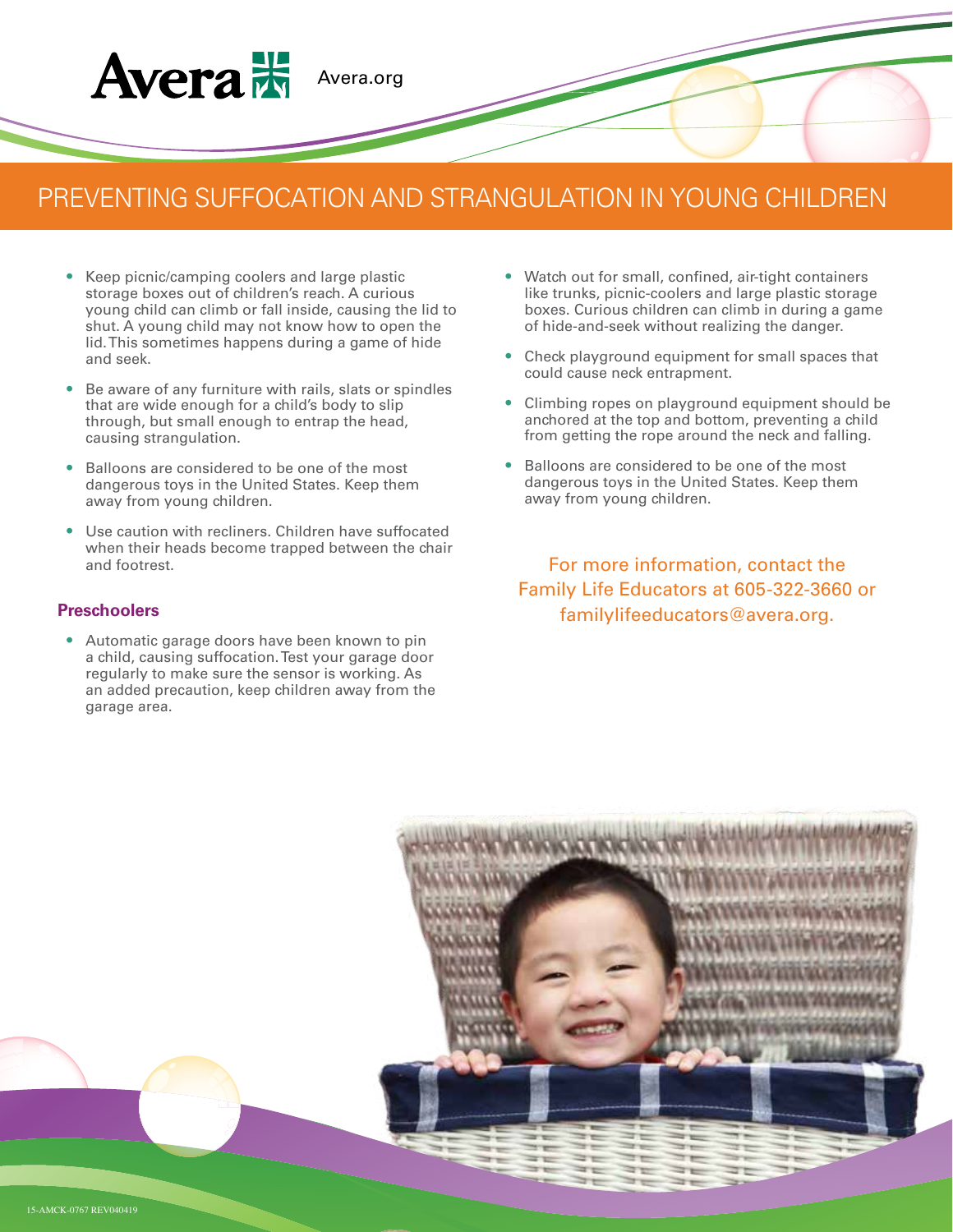# PREVENTING SUFFOCATION AND STRANGULATION IN YOUNG CHILDREN

- Keep picnic/camping coolers and large plastic storage boxes out of children's reach. A curious young child can climb or fall inside, causing the lid to shut. A young child may not know how to open the lid. This sometimes happens during a game of hide and seek.
- Be aware of any furniture with rails, slats or spindles that are wide enough for a child's body to slip through, but small enough to entrap the head, causing strangulation.
- Balloons are considered to be one of the most dangerous toys in the United States. Keep them away from young children.
- Use caution with recliners. Children have suffocated when their heads become trapped between the chair and footrest.

### Preschoolers

- Automatic garage doors have been known to pin a child, causing suffocation. Test your garage door regularly to make sure the sensor is working. As an added precaution, keep children away from the garage area.
- Watch out for small, confined, air-tight containers like trunks, picnic-coolers and large plastic storage boxes. Curious children can climb in during a game of hide-and-seek without realizing the danger.
- Check playground equipment for small spaces that could cause neck entrapment.
- Climbing ropes on playground equipment should be anchored at the top and bottom, preventing a child from getting the rope around the neck and falling.
- Balloons are considered to be one of the most dangerous toys in the United States. Keep them away from young children.

For more information, contact the Family Life Educators at 605-322-3660 or familylifeeducators@avera.org.

15-AMCK-0767 REV040419